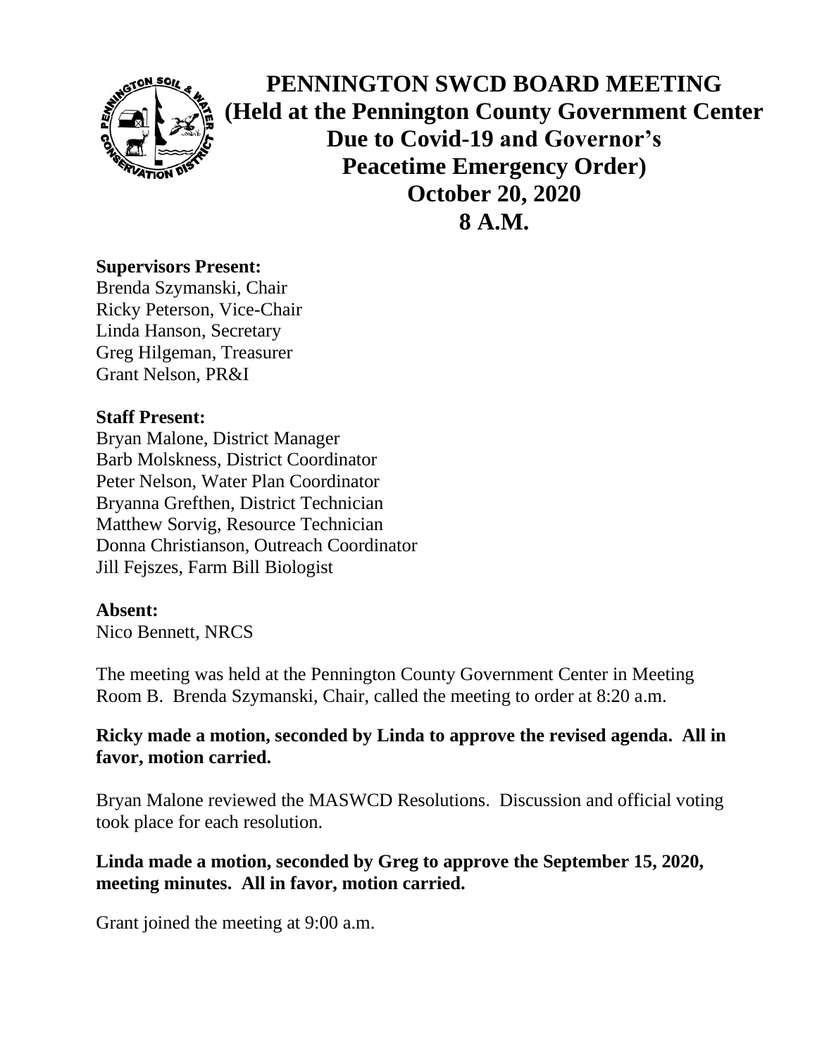# PENNINGTON SWCD BOARD MEETING
## (Held at the Pennington County Government Center Due to Covid-19 and Governor's Peacetime Emergency Order)
## October 20, 2020
## 8 A.M.

**Supervisors Present:**
Brenda Szymanski, Chair
Ricky Peterson, Vice-Chair
Linda Hanson, Secretary
Greg Hilgeman, Treasurer
Grant Nelson, PR&I

**Staff Present:**
Bryan Malone, District Manager
Barb Molskness, District Coordinator
Peter Nelson, Water Plan Coordinator
Bryanna Grefthen, District Technician
Matthew Sorvig, Resource Technician
Donna Christianson, Outreach Coordinator
Jill Fejszes, Farm Bill Biologist

**Absent:**
Nico Bennett, NRCS

The meeting was held at the Pennington County Government Center in Meeting Room B. Brenda Szymanski, Chair, called the meeting to order at 8:20 a.m.

**Ricky made a motion, seconded by Linda to approve the revised agenda. All in favor, motion carried.**

Bryan Malone reviewed the MASWCD Resolutions. Discussion and official voting took place for each resolution.

**Linda made a motion, seconded by Greg to approve the September 15, 2020, meeting minutes. All in favor, motion carried.**

Grant joined the meeting at 9:00 a.m.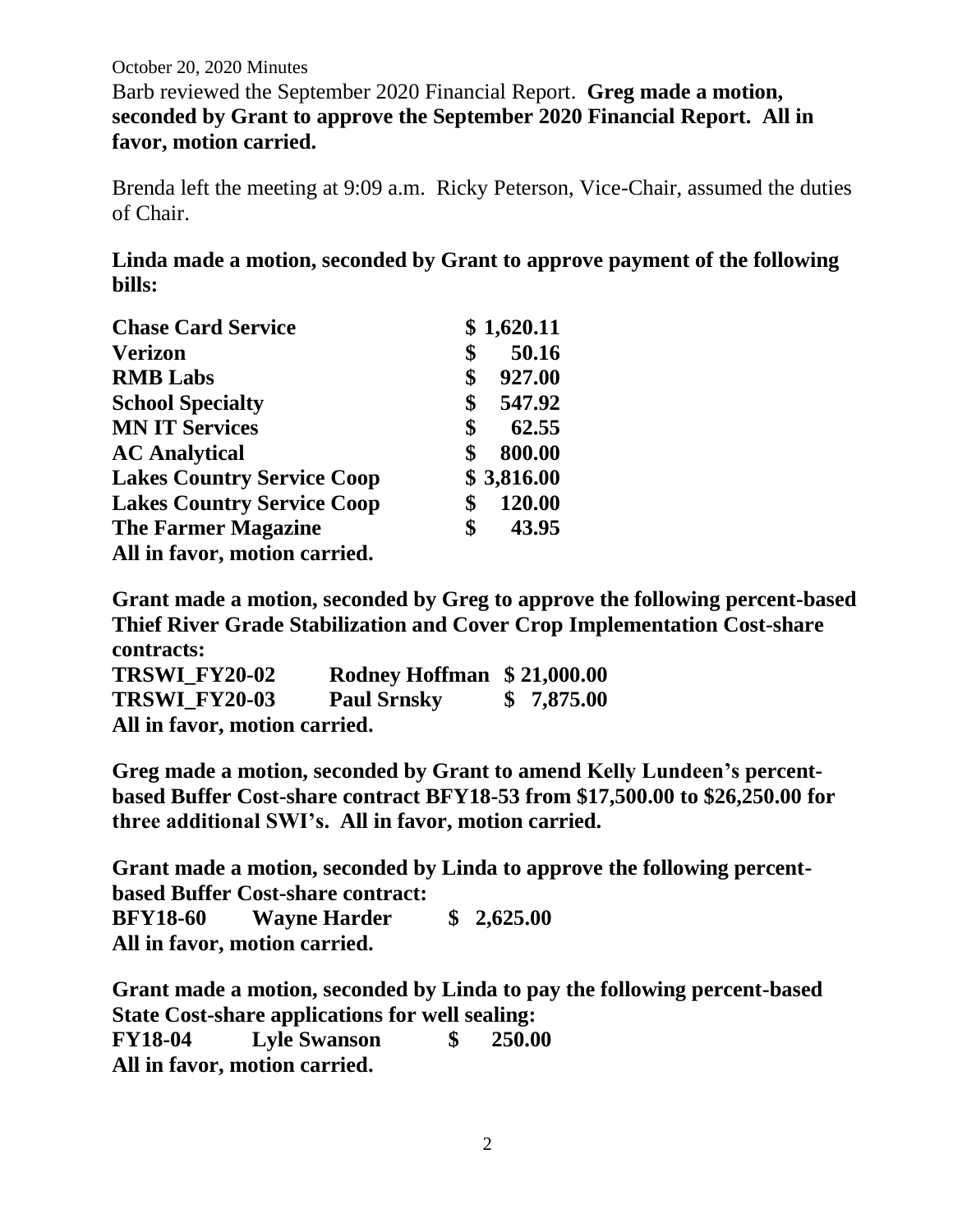October 20, 2020 Minutes

Barb reviewed the September 2020 Financial Report. **Greg made a motion, seconded by Grant to approve the September 2020 Financial Report. All in favor, motion carried.**

Brenda left the meeting at 9:09 a.m. Ricky Peterson, Vice-Chair, assumed the duties of Chair.

**Linda made a motion, seconded by Grant to approve payment of the following bills:**

| | |
|---|---|
| **Chase Card Service** | **$ 1,620.11** |
| **Verizon** | **$ 50.16** |
| **RMB Labs** | **$ 927.00** |
| **School Specialty** | **$ 547.92** |
| **MN IT Services** | **$ 62.55** |
| **AC Analytical** | **$ 800.00** |
| **Lakes Country Service Coop** | **$ 3,816.00** |
| **Lakes Country Service Coop** | **$ 120.00** |
| **The Farmer Magazine** | **$ 43.95** |

**All in favor, motion carried.**

**Grant made a motion, seconded by Greg to approve the following percent-based Thief River Grade Stabilization and Cover Crop Implementation Cost-share contracts:**

| | | |
|---|---|---|
| **TRSWI_FY20-02** | **Rodney Hoffman** | **$ 21,000.00** |
| **TRSWI_FY20-03** | **Paul Srnsky** | **$ 7,875.00** |

**All in favor, motion carried.**

**Greg made a motion, seconded by Grant to amend Kelly Lundeen's percent-based Buffer Cost-share contract BFY18-53 from $17,500.00 to $26,250.00 for three additional SWI's. All in favor, motion carried.**

**Grant made a motion, seconded by Linda to approve the following percent-based Buffer Cost-share contract:**

| | | |
|---|---|---|
| **BFY18-60** | **Wayne Harder** | **$ 2,625.00** |

**All in favor, motion carried.**

**Grant made a motion, seconded by Linda to pay the following percent-based State Cost-share applications for well sealing:**

| | | |
|---|---|---|
| **FY18-04** | **Lyle Swanson** | **$ 250.00** |

**All in favor, motion carried.**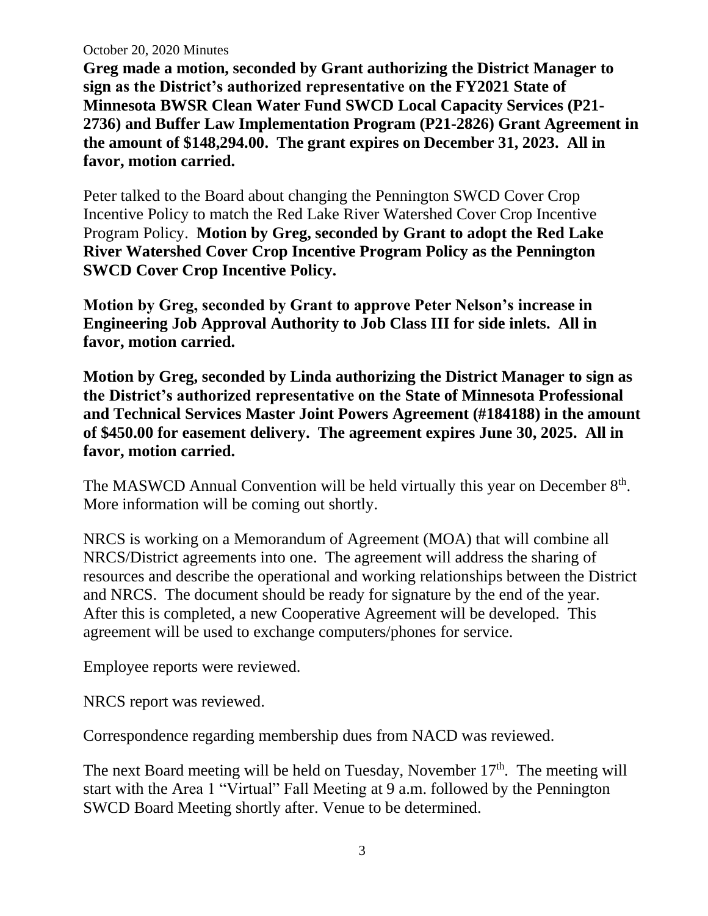**Greg made a motion, seconded by Grant authorizing the District Manager to sign as the District's authorized representative on the FY2021 State of Minnesota BWSR Clean Water Fund SWCD Local Capacity Services (P21-2736) and Buffer Law Implementation Program (P21-2826) Grant Agreement in the amount of $148,294.00. The grant expires on December 31, 2023. All in favor, motion carried.**

Peter talked to the Board about changing the Pennington SWCD Cover Crop Incentive Policy to match the Red Lake River Watershed Cover Crop Incentive Program Policy. **Motion by Greg, seconded by Grant to adopt the Red Lake River Watershed Cover Crop Incentive Program Policy as the Pennington SWCD Cover Crop Incentive Policy.**

**Motion by Greg, seconded by Grant to approve Peter Nelson's increase in Engineering Job Approval Authority to Job Class III for side inlets. All in favor, motion carried.**

**Motion by Greg, seconded by Linda authorizing the District Manager to sign as the District's authorized representative on the State of Minnesota Professional and Technical Services Master Joint Powers Agreement (#184188) in the amount of $450.00 for easement delivery. The agreement expires June 30, 2025. All in favor, motion carried.**

The MASWCD Annual Convention will be held virtually this year on December 8th. More information will be coming out shortly.

NRCS is working on a Memorandum of Agreement (MOA) that will combine all NRCS/District agreements into one. The agreement will address the sharing of resources and describe the operational and working relationships between the District and NRCS. The document should be ready for signature by the end of the year. After this is completed, a new Cooperative Agreement will be developed. This agreement will be used to exchange computers/phones for service.

Employee reports were reviewed.

NRCS report was reviewed.

Correspondence regarding membership dues from NACD was reviewed.

The next Board meeting will be held on Tuesday, November 17th. The meeting will start with the Area 1 "Virtual" Fall Meeting at 9 a.m. followed by the Pennington SWCD Board Meeting shortly after. Venue to be determined.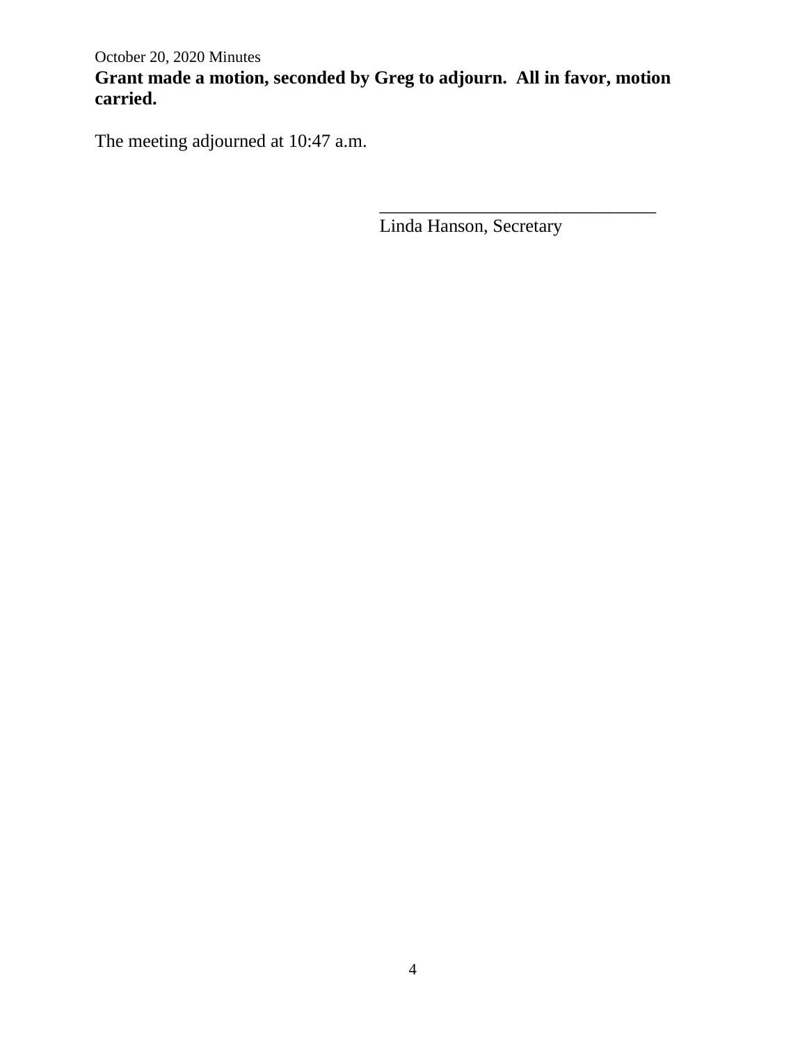**Grant made a motion, seconded by Greg to adjourn.  All in favor, motion carried.**

The meeting adjourned at 10:47 a.m.

_______________________________
Linda Hanson, Secretary